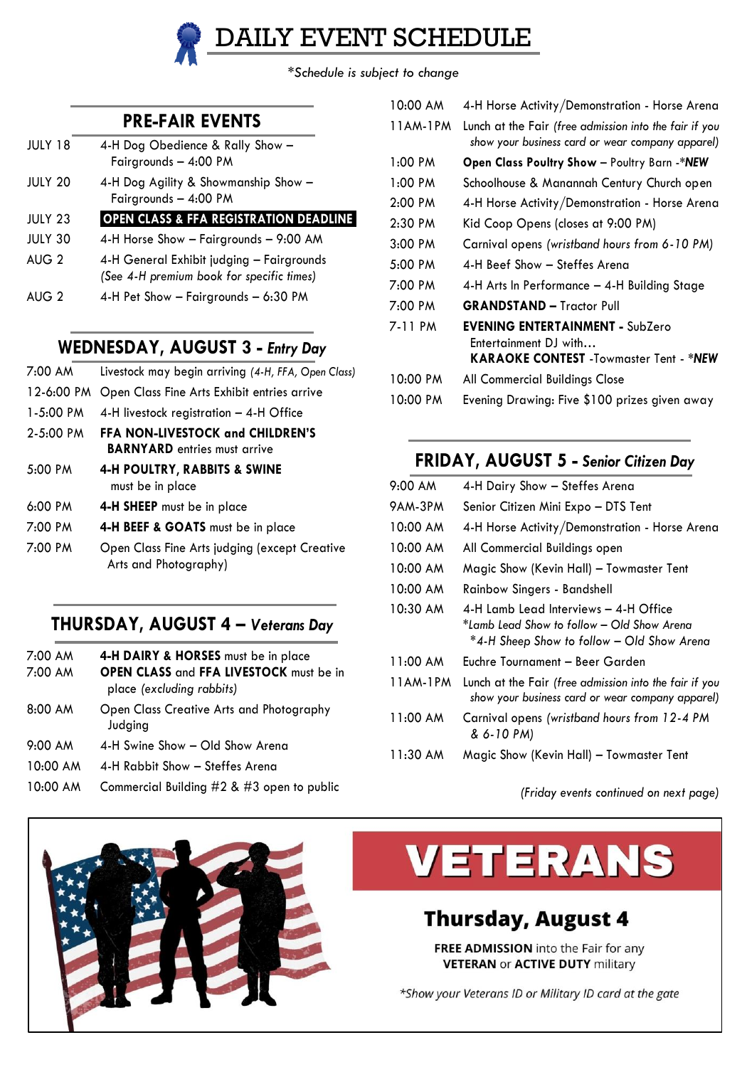# DAILY EVENT SCHEDULE

*\*Schedule is subject to change*

## PRE-FAIR EVENTS

| | |
|---|---|
| JULY 18 | 4-H Dog Obedience & Rally Show – Fairgrounds – 4:00 PM |
| JULY 20 | 4-H Dog Agility & Showmanship Show – Fairgrounds – 4:00 PM |
| JULY 23 | **OPEN CLASS & FFA REGISTRATION DEADLINE** |
| JULY 30 | 4-H Horse Show – Fairgrounds – 9:00 AM |
| AUG 2 | 4-H General Exhibit judging – Fairgrounds *(See 4-H premium book for specific times)* |
| AUG 2 | 4-H Pet Show – Fairgrounds – 6:30 PM |

## WEDNESDAY, AUGUST 3 - *Entry Day*

| | |
|---|---|
| 7:00 AM | Livestock may begin arriving *(4-H, FFA, Open Class)* |
| 12-6:00 PM | Open Class Fine Arts Exhibit entries arrive |
| 1-5:00 PM | 4-H livestock registration – 4-H Office |
| 2-5:00 PM | **FFA NON-LIVESTOCK and CHILDREN'S BARNYARD** entries must arrive |
| 5:00 PM | **4-H POULTRY, RABBITS & SWINE** must be in place |
| 6:00 PM | **4-H SHEEP** must be in place |
| 7:00 PM | **4-H BEEF & GOATS** must be in place |
| 7:00 PM | Open Class Fine Arts judging (except Creative Arts and Photography) |

## THURSDAY, AUGUST 4 – *Veterans Day*

| | |
|---|---|
| 7:00 AM | **4-H DAIRY & HORSES** must be in place |
| 7:00 AM | **OPEN CLASS** and **FFA LIVESTOCK** must be in place *(excluding rabbits)* |
| 8:00 AM | Open Class Creative Arts and Photography Judging |
| 9:00 AM | 4-H Swine Show – Old Show Arena |
| 10:00 AM | 4-H Rabbit Show – Steffes Arena |
| 10:00 AM | Commercial Building #2 & #3 open to public |
| 10:00 AM | 4-H Horse Activity/Demonstration - Horse Arena |
| 11AM-1PM | Lunch at the Fair *(free admission into the fair if you show your business card or wear company apparel)* |
| 1:00 PM | **Open Class Poultry Show** – Poultry Barn -*NEW |
| 1:00 PM | Schoolhouse & Manannah Century Church open |
| 2:00 PM | 4-H Horse Activity/Demonstration - Horse Arena |
| 2:30 PM | Kid Coop Opens (closes at 9:00 PM) |
| 3:00 PM | Carnival opens *(wristband hours from 6-10 PM)* |
| 5:00 PM | 4-H Beef Show – Steffes Arena |
| 7:00 PM | 4-H Arts In Performance – 4-H Building Stage |
| 7:00 PM | **GRANDSTAND –** Tractor Pull |
| 7-11 PM | **EVENING ENTERTAINMENT -** SubZero Entertainment DJ with… **KARAOKE CONTEST** -Towmaster Tent - ***NEW** |
| 10:00 PM | All Commercial Buildings Close |
| 10:00 PM | Evening Drawing: Five $100 prizes given away |

## FRIDAY, AUGUST 5 - *Senior Citizen Day*

| | |
|---|---|
| 9:00 AM | 4-H Dairy Show – Steffes Arena |
| 9AM-3PM | Senior Citizen Mini Expo – DTS Tent |
| 10:00 AM | 4-H Horse Activity/Demonstration - Horse Arena |
| 10:00 AM | All Commercial Buildings open |
| 10:00 AM | Magic Show (Kevin Hall) – Towmaster Tent |
| 10:00 AM | Rainbow Singers - Bandshell |
| 10:30 AM | 4-H Lamb Lead Interviews – 4-H Office *\*Lamb Lead Show to follow – Old Show Arena* *\*4-H Sheep Show to follow – Old Show Arena* |
| 11:00 AM | Euchre Tournament – Beer Garden |
| 11AM-1PM | Lunch at the Fair *(free admission into the fair if you show your business card or wear company apparel)* |
| 11:00 AM | Carnival opens *(wristband hours from 12-4 PM & 6-10 PM)* |
| 11:30 AM | Magic Show (Kevin Hall) – Towmaster Tent |

*(Friday events continued on next page)*

# VETERANS

## Thursday, August 4

**FREE ADMISSION** into the Fair for any **VETERAN** or **ACTIVE DUTY** military

*\*Show your Veterans ID or Military ID card at the gate*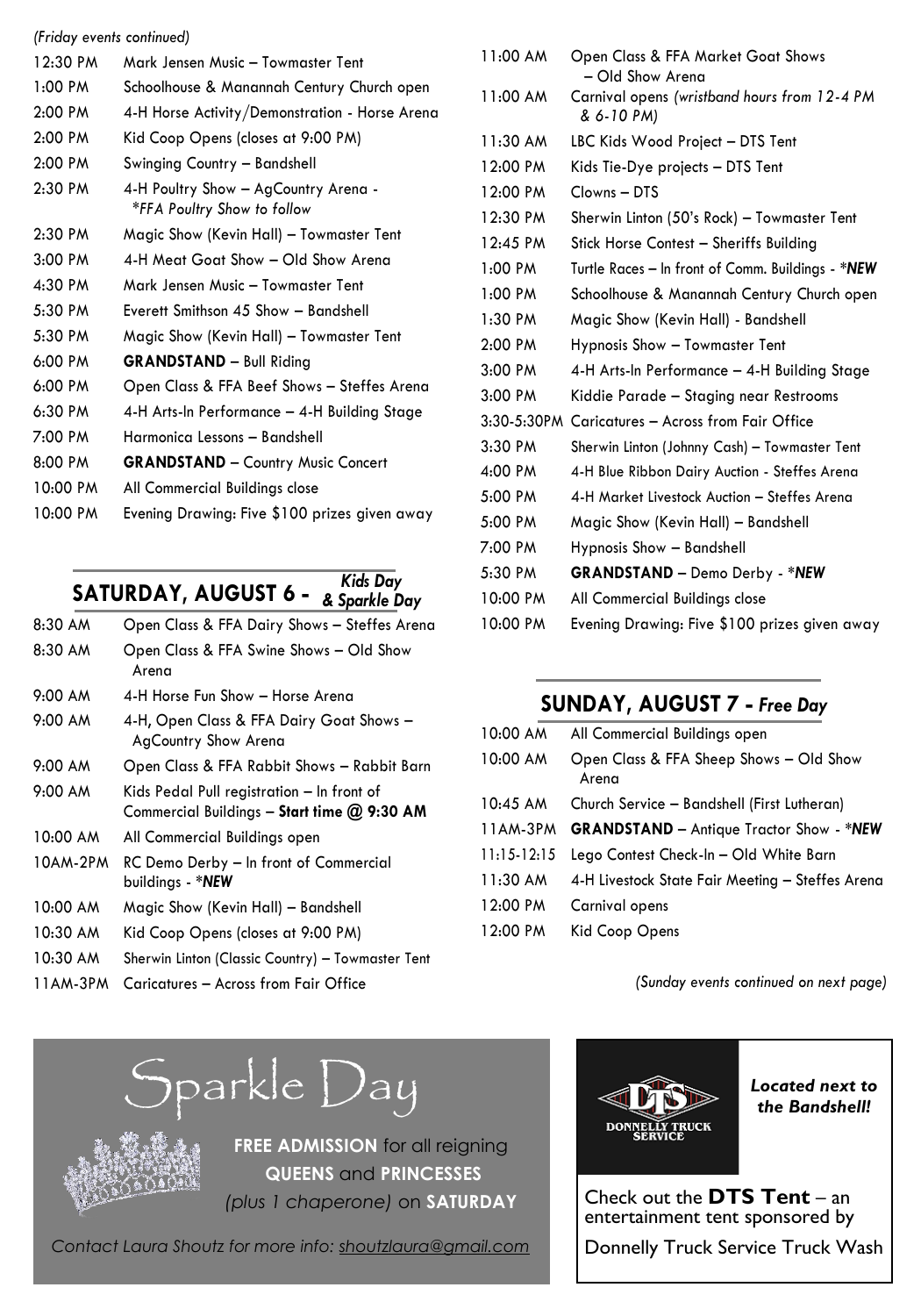*(Friday events continued)*

| | |
|---|---|
| 12:30 PM | Mark Jensen Music – Towmaster Tent |
| 1:00 PM | Schoolhouse & Manannah Century Church open |
| 2:00 PM | 4-H Horse Activity/Demonstration - Horse Arena |
| 2:00 PM | Kid Coop Opens (closes at 9:00 PM) |
| 2:00 PM | Swinging Country – Bandshell |
| 2:30 PM | 4-H Poultry Show – AgCountry Arena - *\*FFA Poultry Show to follow* |
| 2:30 PM | Magic Show (Kevin Hall) – Towmaster Tent |
| 3:00 PM | 4-H Meat Goat Show – Old Show Arena |
| 4:30 PM | Mark Jensen Music – Towmaster Tent |
| 5:30 PM | Everett Smithson 45 Show – Bandshell |
| 5:30 PM | Magic Show (Kevin Hall) – Towmaster Tent |
| 6:00 PM | **GRANDSTAND** – Bull Riding |
| 6:00 PM | Open Class & FFA Beef Shows – Steffes Arena |
| 6:30 PM | 4-H Arts-In Performance – 4-H Building Stage |
| 7:00 PM | Harmonica Lessons – Bandshell |
| 8:00 PM | **GRANDSTAND** – Country Music Concert |
| 10:00 PM | All Commercial Buildings close |
| 10:00 PM | Evening Drawing: Five $100 prizes given away |

## SATURDAY, AUGUST 6 - *Kids Day & Sparkle Day*

| | |
|---|---|
| 8:30 AM | Open Class & FFA Dairy Shows – Steffes Arena |
| 8:30 AM | Open Class & FFA Swine Shows – Old Show Arena |
| 9:00 AM | 4-H Horse Fun Show – Horse Arena |
| 9:00 AM | 4-H, Open Class & FFA Dairy Goat Shows – AgCountry Show Arena |
| 9:00 AM | Open Class & FFA Rabbit Shows – Rabbit Barn |
| 9:00 AM | Kids Pedal Pull registration – In front of Commercial Buildings – **Start time @ 9:30 AM** |
| 10:00 AM | All Commercial Buildings open |
| 10AM-2PM | RC Demo Derby – In front of Commercial buildings - *\*NEW* |
| 10:00 AM | Magic Show (Kevin Hall) – Bandshell |
| 10:30 AM | Kid Coop Opens (closes at 9:00 PM) |
| 10:30 AM | Sherwin Linton (Classic Country) – Towmaster Tent |
| 11AM-3PM | Caricatures – Across from Fair Office |
| 11:00 AM | Open Class & FFA Market Goat Shows – Old Show Arena |
| 11:00 AM | Carnival opens *(wristband hours from 12-4 PM & 6-10 PM)* |
| 11:30 AM | LBC Kids Wood Project – DTS Tent |
| 12:00 PM | Kids Tie-Dye projects – DTS Tent |
| 12:00 PM | Clowns – DTS |
| 12:30 PM | Sherwin Linton (50's Rock) – Towmaster Tent |
| 12:45 PM | Stick Horse Contest – Sheriffs Building |
| 1:00 PM | Turtle Races – In front of Comm. Buildings - *\*NEW* |
| 1:00 PM | Schoolhouse & Manannah Century Church open |
| 1:30 PM | Magic Show (Kevin Hall) - Bandshell |
| 2:00 PM | Hypnosis Show – Towmaster Tent |
| 3:00 PM | 4-H Arts-In Performance – 4-H Building Stage |
| 3:00 PM | Kiddie Parade – Staging near Restrooms |
| 3:30-5:30PM | Caricatures – Across from Fair Office |
| 3:30 PM | Sherwin Linton (Johnny Cash) – Towmaster Tent |
| 4:00 PM | 4-H Blue Ribbon Dairy Auction - Steffes Arena |
| 5:00 PM | 4-H Market Livestock Auction – Steffes Arena |
| 5:00 PM | Magic Show (Kevin Hall) – Bandshell |
| 7:00 PM | Hypnosis Show – Bandshell |
| 5:30 PM | **GRANDSTAND** – Demo Derby - *\*NEW* |
| 10:00 PM | All Commercial Buildings close |
| 10:00 PM | Evening Drawing: Five $100 prizes given away |

## SUNDAY, AUGUST 7 - *Free Day*

| | |
|---|---|
| 10:00 AM | All Commercial Buildings open |
| 10:00 AM | Open Class & FFA Sheep Shows – Old Show Arena |
| 10:45 AM | Church Service – Bandshell (First Lutheran) |
| 11AM-3PM | **GRANDSTAND** – Antique Tractor Show - *\*NEW* |
| 11:15-12:15 | Lego Contest Check-In – Old White Barn |
| 11:30 AM | 4-H Livestock State Fair Meeting – Steffes Arena |
| 12:00 PM | Carnival opens |
| 12:00 PM | Kid Coop Opens |

*(Sunday events continued on next page)*

## Sparkle Day

**FREE ADMISSION** for all reigning **QUEENS** and **PRINCESSES** *(plus 1 chaperone)* on **SATURDAY**

*Contact Laura Shoutz for more info: shoutzlaura@gmail.com*

DONNELLY TRUCK SERVICE

***Located next to the Bandshell!***

Check out the **DTS Tent** – an entertainment tent sponsored by Donnelly Truck Service Truck Wash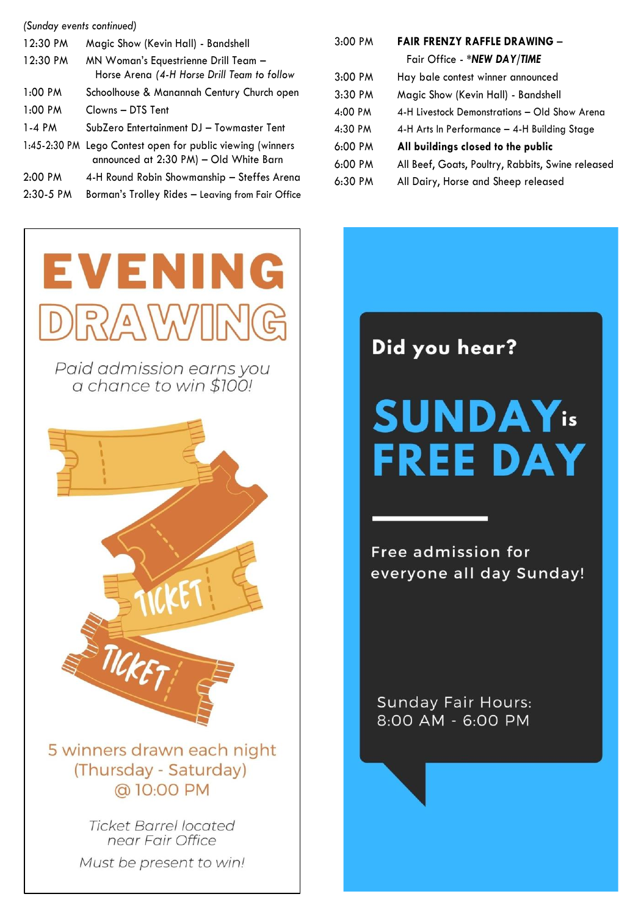*(Sunday events continued)*

| | |
|---|---|
| 12:30 PM | Magic Show (Kevin Hall) - Bandshell |
| 12:30 PM | MN Woman's Equestrienne Drill Team – Horse Arena *(4-H Horse Drill Team to follow* |
| 1:00 PM | Schoolhouse & Manannah Century Church open |
| 1:00 PM | Clowns – DTS Tent |
| 1-4 PM | SubZero Entertainment DJ – Towmaster Tent |
| 1:45-2:30 PM | Lego Contest open for public viewing (winners announced at 2:30 PM) – Old White Barn |
| 2:00 PM | 4-H Round Robin Showmanship – Steffes Arena |
| 2:30-5 PM | Borman's Trolley Rides – Leaving from Fair Office |
| 3:00 PM | **FAIR FRENZY RAFFLE DRAWING –** Fair Office - ***NEW DAY/TIME*** |
| 3:00 PM | Hay bale contest winner announced |
| 3:30 PM | Magic Show (Kevin Hall) - Bandshell |
| 4:00 PM | 4-H Livestock Demonstrations – Old Show Arena |
| 4:30 PM | 4-H Arts In Performance – 4-H Building Stage |
| 6:00 PM | **All buildings closed to the public** |
| 6:00 PM | All Beef, Goats, Poultry, Rabbits, Swine released |
| 6:30 PM | All Dairy, Horse and Sheep released |

# EVENING DRAWING

*Paid admission earns you a chance to win $100!*

5 winners drawn each night (Thursday - Saturday) @ 10:00 PM

*Ticket Barrel located near Fair Office*

*Must be present to win!*

## Did you hear?

# SUNDAY is FREE DAY

Free admission for everyone all day Sunday!

Sunday Fair Hours: 8:00 AM - 6:00 PM